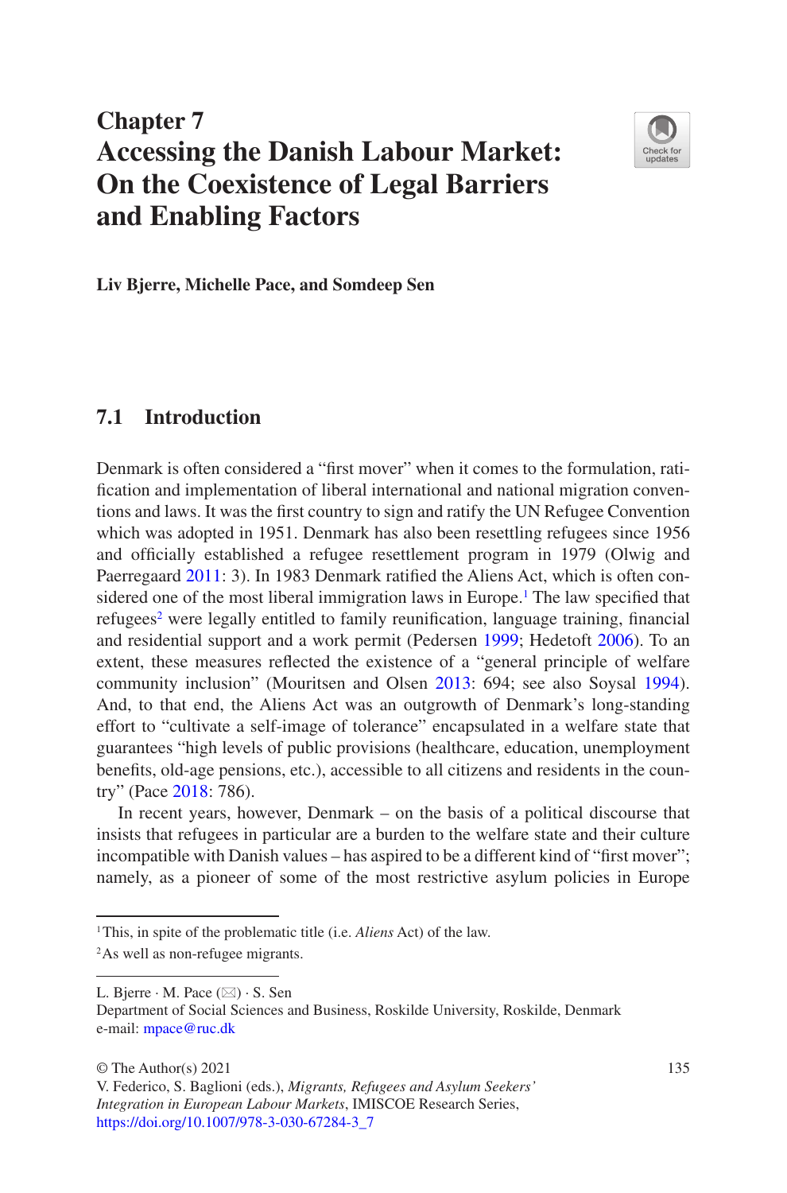# Chapter 7
# Accessing the Danish Labour Market: On the Coexistence of Legal Barriers and Enabling Factors

**Liv Bjerre, Michelle Pace, and Somdeep Sen**

## 7.1 Introduction

Denmark is often considered a "first mover" when it comes to the formulation, ratification and implementation of liberal international and national migration conventions and laws. It was the first country to sign and ratify the UN Refugee Convention which was adopted in 1951. Denmark has also been resettling refugees since 1956 and officially established a refugee resettlement program in 1979 (Olwig and Paerregaard 2011: 3). In 1983 Denmark ratified the Aliens Act, which is often considered one of the most liberal immigration laws in Europe.[1] The law specified that refugees[2] were legally entitled to family reunification, language training, financial and residential support and a work permit (Pedersen 1999; Hedetoft 2006). To an extent, these measures reflected the existence of a "general principle of welfare community inclusion" (Mouritsen and Olsen 2013: 694; see also Soysal 1994). And, to that end, the Aliens Act was an outgrowth of Denmark's long-standing effort to "cultivate a self-image of tolerance" encapsulated in a welfare state that guarantees "high levels of public provisions (healthcare, education, unemployment benefits, old-age pensions, etc.), accessible to all citizens and residents in the country" (Pace 2018: 786).

In recent years, however, Denmark – on the basis of a political discourse that insists that refugees in particular are a burden to the welfare state and their culture incompatible with Danish values – has aspired to be a different kind of "first mover"; namely, as a pioneer of some of the most restrictive asylum policies in Europe

[1] This, in spite of the problematic title (i.e. *Aliens* Act) of the law.

[2] As well as non-refugee migrants.

L. Bjerre · M. Pace (✉) · S. Sen
Department of Social Sciences and Business, Roskilde University, Roskilde, Denmark
e-mail: mpace@ruc.dk

© The Author(s) 2021
V. Federico, S. Baglioni (eds.), *Migrants, Refugees and Asylum Seekers' Integration in European Labour Markets*, IMISCOE Research Series,
https://doi.org/10.1007/978-3-030-67284-3_7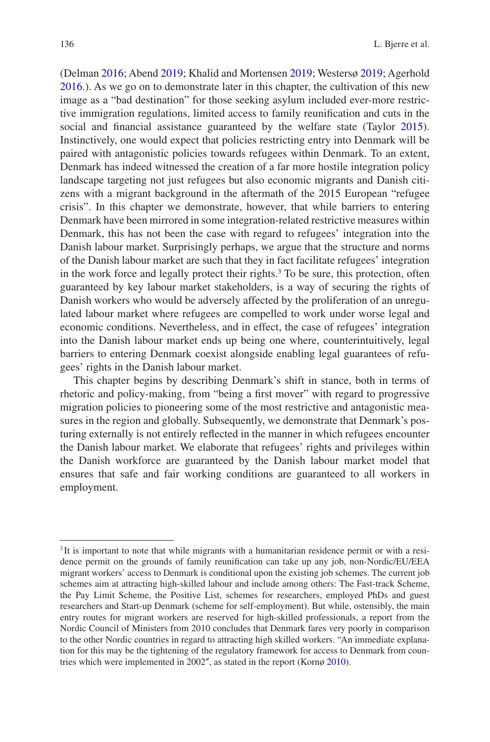(Delman 2016; Abend 2019; Khalid and Mortensen 2019; Westersø 2019; Agerhold 2016.). As we go on to demonstrate later in this chapter, the cultivation of this new image as a "bad destination" for those seeking asylum included ever-more restrictive immigration regulations, limited access to family reunification and cuts in the social and financial assistance guaranteed by the welfare state (Taylor 2015). Instinctively, one would expect that policies restricting entry into Denmark will be paired with antagonistic policies towards refugees within Denmark. To an extent, Denmark has indeed witnessed the creation of a far more hostile integration policy landscape targeting not just refugees but also economic migrants and Danish citizens with a migrant background in the aftermath of the 2015 European "refugee crisis". In this chapter we demonstrate, however, that while barriers to entering Denmark have been mirrored in some integration-related restrictive measures within Denmark, this has not been the case with regard to refugees' integration into the Danish labour market. Surprisingly perhaps, we argue that the structure and norms of the Danish labour market are such that they in fact facilitate refugees' integration in the work force and legally protect their rights.[3] To be sure, this protection, often guaranteed by key labour market stakeholders, is a way of securing the rights of Danish workers who would be adversely affected by the proliferation of an unregulated labour market where refugees are compelled to work under worse legal and economic conditions. Nevertheless, and in effect, the case of refugees' integration into the Danish labour market ends up being one where, counterintuitively, legal barriers to entering Denmark coexist alongside enabling legal guarantees of refugees' rights in the Danish labour market.

This chapter begins by describing Denmark's shift in stance, both in terms of rhetoric and policy-making, from "being a first mover" with regard to progressive migration policies to pioneering some of the most restrictive and antagonistic measures in the region and globally. Subsequently, we demonstrate that Denmark's posturing externally is not entirely reflected in the manner in which refugees encounter the Danish labour market. We elaborate that refugees' rights and privileges within the Danish workforce are guaranteed by the Danish labour market model that ensures that safe and fair working conditions are guaranteed to all workers in employment.

---

[3] It is important to note that while migrants with a humanitarian residence permit or with a residence permit on the grounds of family reunification can take up any job, non-Nordic/EU/EEA migrant workers' access to Denmark is conditional upon the existing job schemes. The current job schemes aim at attracting high-skilled labour and include among others: The Fast-track Scheme, the Pay Limit Scheme, the Positive List, schemes for researchers, employed PhDs and guest researchers and Start-up Denmark (scheme for self-employment). But while, ostensibly, the main entry routes for migrant workers are reserved for high-skilled professionals, a report from the Nordic Council of Ministers from 2010 concludes that Denmark fares very poorly in comparison to the other Nordic countries in regard to attracting high skilled workers. "An immediate explanation for this may be the tightening of the regulatory framework for access to Denmark from countries which were implemented in 2002", as stated in the report (Kornø 2010).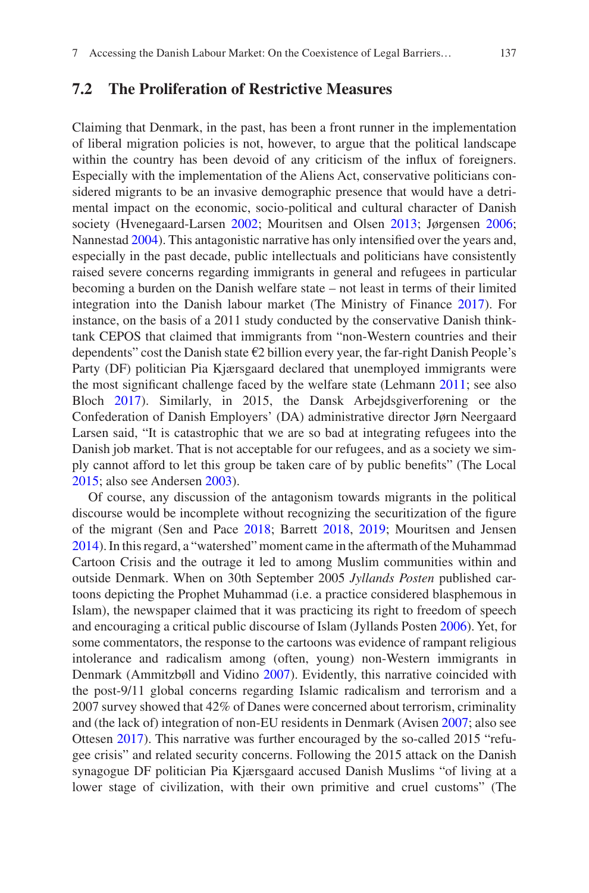## 7.2 The Proliferation of Restrictive Measures

Claiming that Denmark, in the past, has been a front runner in the implementation of liberal migration policies is not, however, to argue that the political landscape within the country has been devoid of any criticism of the influx of foreigners. Especially with the implementation of the Aliens Act, conservative politicians considered migrants to be an invasive demographic presence that would have a detrimental impact on the economic, socio-political and cultural character of Danish society (Hvenegaard-Larsen 2002; Mouritsen and Olsen 2013; Jørgensen 2006; Nannestad 2004). This antagonistic narrative has only intensified over the years and, especially in the past decade, public intellectuals and politicians have consistently raised severe concerns regarding immigrants in general and refugees in particular becoming a burden on the Danish welfare state – not least in terms of their limited integration into the Danish labour market (The Ministry of Finance 2017). For instance, on the basis of a 2011 study conducted by the conservative Danish think-tank CEPOS that claimed that immigrants from "non-Western countries and their dependents" cost the Danish state €2 billion every year, the far-right Danish People's Party (DF) politician Pia Kjærsgaard declared that unemployed immigrants were the most significant challenge faced by the welfare state (Lehmann 2011; see also Bloch 2017). Similarly, in 2015, the Dansk Arbejdsgiverforening or the Confederation of Danish Employers' (DA) administrative director Jørn Neergaard Larsen said, "It is catastrophic that we are so bad at integrating refugees into the Danish job market. That is not acceptable for our refugees, and as a society we simply cannot afford to let this group be taken care of by public benefits" (The Local 2015; also see Andersen 2003).

Of course, any discussion of the antagonism towards migrants in the political discourse would be incomplete without recognizing the securitization of the figure of the migrant (Sen and Pace 2018; Barrett 2018, 2019; Mouritsen and Jensen 2014). In this regard, a "watershed" moment came in the aftermath of the Muhammad Cartoon Crisis and the outrage it led to among Muslim communities within and outside Denmark. When on 30th September 2005 *Jyllands Posten* published cartoons depicting the Prophet Muhammad (i.e. a practice considered blasphemous in Islam), the newspaper claimed that it was practicing its right to freedom of speech and encouraging a critical public discourse of Islam (Jyllands Posten 2006). Yet, for some commentators, the response to the cartoons was evidence of rampant religious intolerance and radicalism among (often, young) non-Western immigrants in Denmark (Ammitzbøll and Vidino 2007). Evidently, this narrative coincided with the post-9/11 global concerns regarding Islamic radicalism and terrorism and a 2007 survey showed that 42% of Danes were concerned about terrorism, criminality and (the lack of) integration of non-EU residents in Denmark (Avisen 2007; also see Ottesen 2017). This narrative was further encouraged by the so-called 2015 "refugee crisis" and related security concerns. Following the 2015 attack on the Danish synagogue DF politician Pia Kjærsgaard accused Danish Muslims "of living at a lower stage of civilization, with their own primitive and cruel customs" (The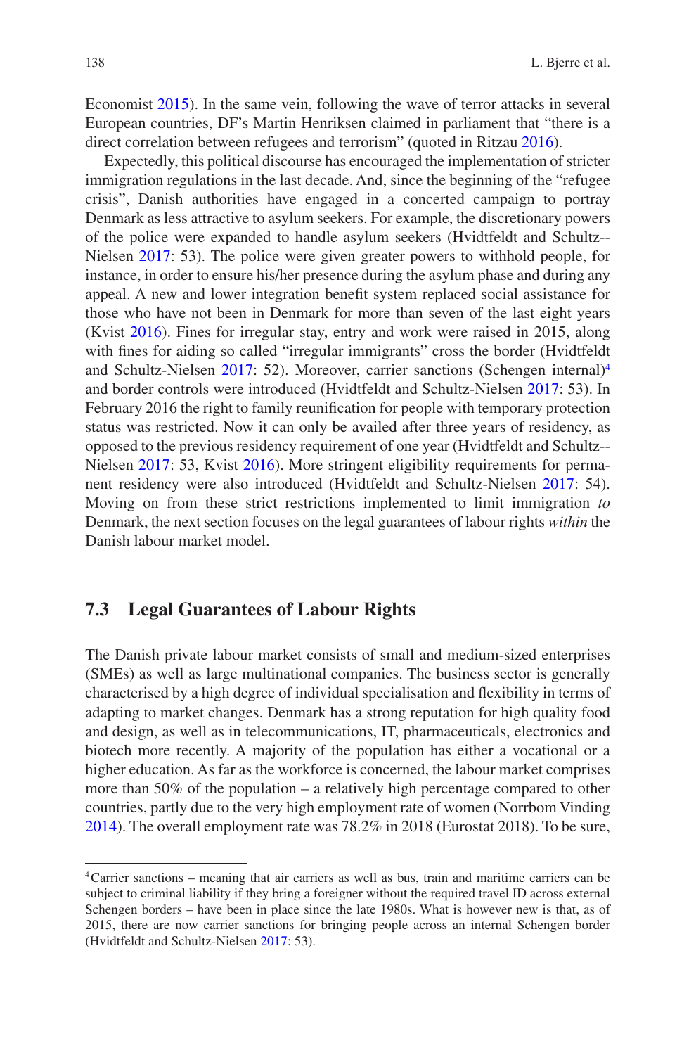Economist 2015). In the same vein, following the wave of terror attacks in several European countries, DF's Martin Henriksen claimed in parliament that "there is a direct correlation between refugees and terrorism" (quoted in Ritzau 2016).

Expectedly, this political discourse has encouraged the implementation of stricter immigration regulations in the last decade. And, since the beginning of the "refugee crisis", Danish authorities have engaged in a concerted campaign to portray Denmark as less attractive to asylum seekers. For example, the discretionary powers of the police were expanded to handle asylum seekers (Hvidtfeldt and Schultz-Nielsen 2017: 53). The police were given greater powers to withhold people, for instance, in order to ensure his/her presence during the asylum phase and during any appeal. A new and lower integration benefit system replaced social assistance for those who have not been in Denmark for more than seven of the last eight years (Kvist 2016). Fines for irregular stay, entry and work were raised in 2015, along with fines for aiding so called "irregular immigrants" cross the border (Hvidtfeldt and Schultz-Nielsen 2017: 52). Moreover, carrier sanctions (Schengen internal)[4] and border controls were introduced (Hvidtfeldt and Schultz-Nielsen 2017: 53). In February 2016 the right to family reunification for people with temporary protection status was restricted. Now it can only be availed after three years of residency, as opposed to the previous residency requirement of one year (Hvidtfeldt and Schultz-Nielsen 2017: 53, Kvist 2016). More stringent eligibility requirements for permanent residency were also introduced (Hvidtfeldt and Schultz-Nielsen 2017: 54). Moving on from these strict restrictions implemented to limit immigration *to* Denmark, the next section focuses on the legal guarantees of labour rights *within* the Danish labour market model.

## 7.3 Legal Guarantees of Labour Rights

The Danish private labour market consists of small and medium-sized enterprises (SMEs) as well as large multinational companies. The business sector is generally characterised by a high degree of individual specialisation and flexibility in terms of adapting to market changes. Denmark has a strong reputation for high quality food and design, as well as in telecommunications, IT, pharmaceuticals, electronics and biotech more recently. A majority of the population has either a vocational or a higher education. As far as the workforce is concerned, the labour market comprises more than 50% of the population – a relatively high percentage compared to other countries, partly due to the very high employment rate of women (Norrbom Vinding 2014). The overall employment rate was 78.2% in 2018 (Eurostat 2018). To be sure,

[4] Carrier sanctions – meaning that air carriers as well as bus, train and maritime carriers can be subject to criminal liability if they bring a foreigner without the required travel ID across external Schengen borders – have been in place since the late 1980s. What is however new is that, as of 2015, there are now carrier sanctions for bringing people across an internal Schengen border (Hvidtfeldt and Schultz-Nielsen 2017: 53).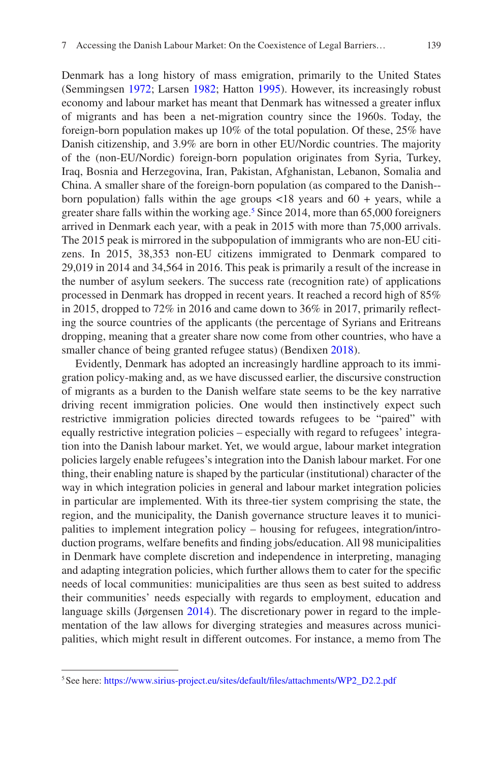Denmark has a long history of mass emigration, primarily to the United States (Semmingsen 1972; Larsen 1982; Hatton 1995). However, its increasingly robust economy and labour market has meant that Denmark has witnessed a greater influx of migrants and has been a net-migration country since the 1960s. Today, the foreign-born population makes up 10% of the total population. Of these, 25% have Danish citizenship, and 3.9% are born in other EU/Nordic countries. The majority of the (non-EU/Nordic) foreign-born population originates from Syria, Turkey, Iraq, Bosnia and Herzegovina, Iran, Pakistan, Afghanistan, Lebanon, Somalia and China. A smaller share of the foreign-born population (as compared to the Danish-born population) falls within the age groups <18 years and 60 + years, while a greater share falls within the working age.[5] Since 2014, more than 65,000 foreigners arrived in Denmark each year, with a peak in 2015 with more than 75,000 arrivals. The 2015 peak is mirrored in the subpopulation of immigrants who are non-EU citizens. In 2015, 38,353 non-EU citizens immigrated to Denmark compared to 29,019 in 2014 and 34,564 in 2016. This peak is primarily a result of the increase in the number of asylum seekers. The success rate (recognition rate) of applications processed in Denmark has dropped in recent years. It reached a record high of 85% in 2015, dropped to 72% in 2016 and came down to 36% in 2017, primarily reflecting the source countries of the applicants (the percentage of Syrians and Eritreans dropping, meaning that a greater share now come from other countries, who have a smaller chance of being granted refugee status) (Bendixen 2018).

Evidently, Denmark has adopted an increasingly hardline approach to its immigration policy-making and, as we have discussed earlier, the discursive construction of migrants as a burden to the Danish welfare state seems to be the key narrative driving recent immigration policies. One would then instinctively expect such restrictive immigration policies directed towards refugees to be "paired" with equally restrictive integration policies – especially with regard to refugees' integration into the Danish labour market. Yet, we would argue, labour market integration policies largely enable refugees's integration into the Danish labour market. For one thing, their enabling nature is shaped by the particular (institutional) character of the way in which integration policies in general and labour market integration policies in particular are implemented. With its three-tier system comprising the state, the region, and the municipality, the Danish governance structure leaves it to municipalities to implement integration policy – housing for refugees, integration/introduction programs, welfare benefits and finding jobs/education. All 98 municipalities in Denmark have complete discretion and independence in interpreting, managing and adapting integration policies, which further allows them to cater for the specific needs of local communities: municipalities are thus seen as best suited to address their communities' needs especially with regards to employment, education and language skills (Jørgensen 2014). The discretionary power in regard to the implementation of the law allows for diverging strategies and measures across municipalities, which might result in different outcomes. For instance, a memo from The

[5] See here: https://www.sirius-project.eu/sites/default/files/attachments/WP2_D2.2.pdf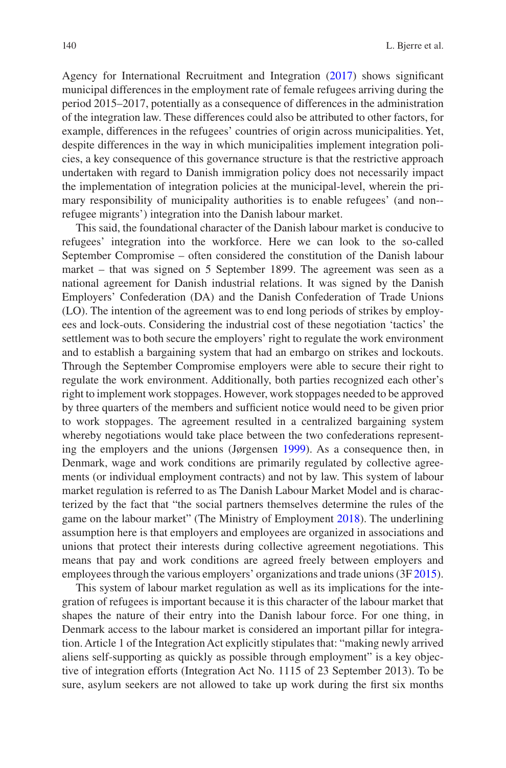Agency for International Recruitment and Integration (2017) shows significant municipal differences in the employment rate of female refugees arriving during the period 2015–2017, potentially as a consequence of differences in the administration of the integration law. These differences could also be attributed to other factors, for example, differences in the refugees' countries of origin across municipalities. Yet, despite differences in the way in which municipalities implement integration policies, a key consequence of this governance structure is that the restrictive approach undertaken with regard to Danish immigration policy does not necessarily impact the implementation of integration policies at the municipal-level, wherein the primary responsibility of municipality authorities is to enable refugees' (and non-refugee migrants') integration into the Danish labour market.

This said, the foundational character of the Danish labour market is conducive to refugees' integration into the workforce. Here we can look to the so-called September Compromise – often considered the constitution of the Danish labour market – that was signed on 5 September 1899. The agreement was seen as a national agreement for Danish industrial relations. It was signed by the Danish Employers' Confederation (DA) and the Danish Confederation of Trade Unions (LO). The intention of the agreement was to end long periods of strikes by employees and lock-outs. Considering the industrial cost of these negotiation 'tactics' the settlement was to both secure the employers' right to regulate the work environment and to establish a bargaining system that had an embargo on strikes and lockouts. Through the September Compromise employers were able to secure their right to regulate the work environment. Additionally, both parties recognized each other's right to implement work stoppages. However, work stoppages needed to be approved by three quarters of the members and sufficient notice would need to be given prior to work stoppages. The agreement resulted in a centralized bargaining system whereby negotiations would take place between the two confederations representing the employers and the unions (Jørgensen 1999). As a consequence then, in Denmark, wage and work conditions are primarily regulated by collective agreements (or individual employment contracts) and not by law. This system of labour market regulation is referred to as The Danish Labour Market Model and is characterized by the fact that "the social partners themselves determine the rules of the game on the labour market" (The Ministry of Employment 2018). The underlining assumption here is that employers and employees are organized in associations and unions that protect their interests during collective agreement negotiations. This means that pay and work conditions are agreed freely between employers and employees through the various employers' organizations and trade unions (3F 2015).

This system of labour market regulation as well as its implications for the integration of refugees is important because it is this character of the labour market that shapes the nature of their entry into the Danish labour force. For one thing, in Denmark access to the labour market is considered an important pillar for integration. Article 1 of the Integration Act explicitly stipulates that: "making newly arrived aliens self-supporting as quickly as possible through employment" is a key objective of integration efforts (Integration Act No. 1115 of 23 September 2013). To be sure, asylum seekers are not allowed to take up work during the first six months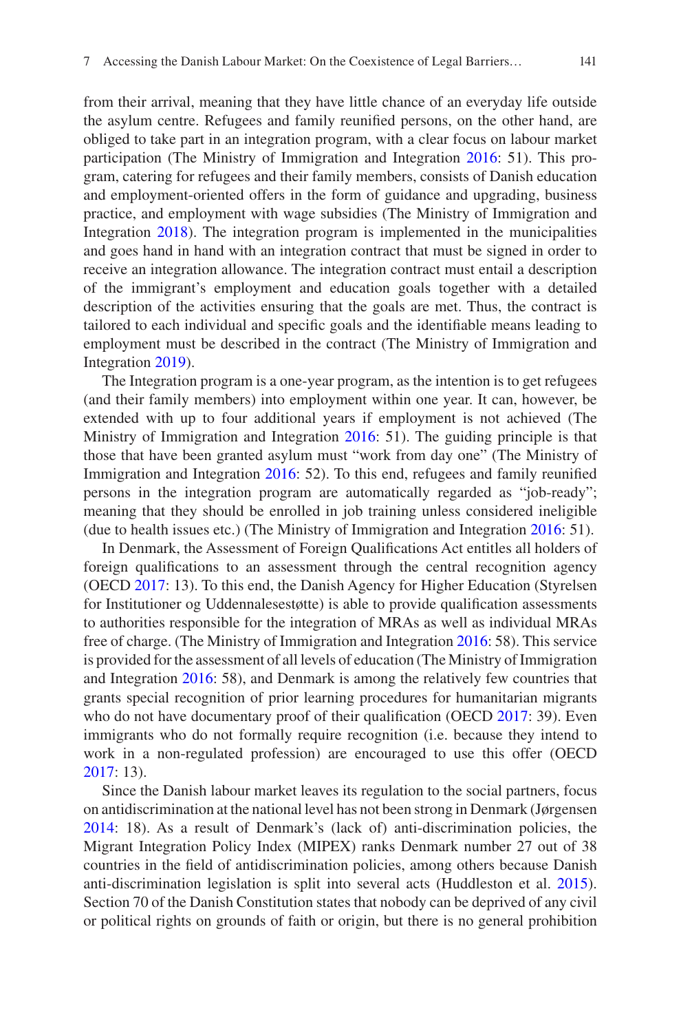from their arrival, meaning that they have little chance of an everyday life outside the asylum centre. Refugees and family reunified persons, on the other hand, are obliged to take part in an integration program, with a clear focus on labour market participation (The Ministry of Immigration and Integration 2016: 51). This program, catering for refugees and their family members, consists of Danish education and employment-oriented offers in the form of guidance and upgrading, business practice, and employment with wage subsidies (The Ministry of Immigration and Integration 2018). The integration program is implemented in the municipalities and goes hand in hand with an integration contract that must be signed in order to receive an integration allowance. The integration contract must entail a description of the immigrant's employment and education goals together with a detailed description of the activities ensuring that the goals are met. Thus, the contract is tailored to each individual and specific goals and the identifiable means leading to employment must be described in the contract (The Ministry of Immigration and Integration 2019).

The Integration program is a one-year program, as the intention is to get refugees (and their family members) into employment within one year. It can, however, be extended with up to four additional years if employment is not achieved (The Ministry of Immigration and Integration 2016: 51). The guiding principle is that those that have been granted asylum must "work from day one" (The Ministry of Immigration and Integration 2016: 52). To this end, refugees and family reunified persons in the integration program are automatically regarded as "job-ready"; meaning that they should be enrolled in job training unless considered ineligible (due to health issues etc.) (The Ministry of Immigration and Integration 2016: 51).

In Denmark, the Assessment of Foreign Qualifications Act entitles all holders of foreign qualifications to an assessment through the central recognition agency (OECD 2017: 13). To this end, the Danish Agency for Higher Education (Styrelsen for Institutioner og Uddennalsesstøtte) is able to provide qualification assessments to authorities responsible for the integration of MRAs as well as individual MRAs free of charge. (The Ministry of Immigration and Integration 2016: 58). This service is provided for the assessment of all levels of education (The Ministry of Immigration and Integration 2016: 58), and Denmark is among the relatively few countries that grants special recognition of prior learning procedures for humanitarian migrants who do not have documentary proof of their qualification (OECD 2017: 39). Even immigrants who do not formally require recognition (i.e. because they intend to work in a non-regulated profession) are encouraged to use this offer (OECD 2017: 13).

Since the Danish labour market leaves its regulation to the social partners, focus on antidiscrimination at the national level has not been strong in Denmark (Jørgensen 2014: 18). As a result of Denmark's (lack of) anti-discrimination policies, the Migrant Integration Policy Index (MIPEX) ranks Denmark number 27 out of 38 countries in the field of antidiscrimination policies, among others because Danish anti-discrimination legislation is split into several acts (Huddleston et al. 2015). Section 70 of the Danish Constitution states that nobody can be deprived of any civil or political rights on grounds of faith or origin, but there is no general prohibition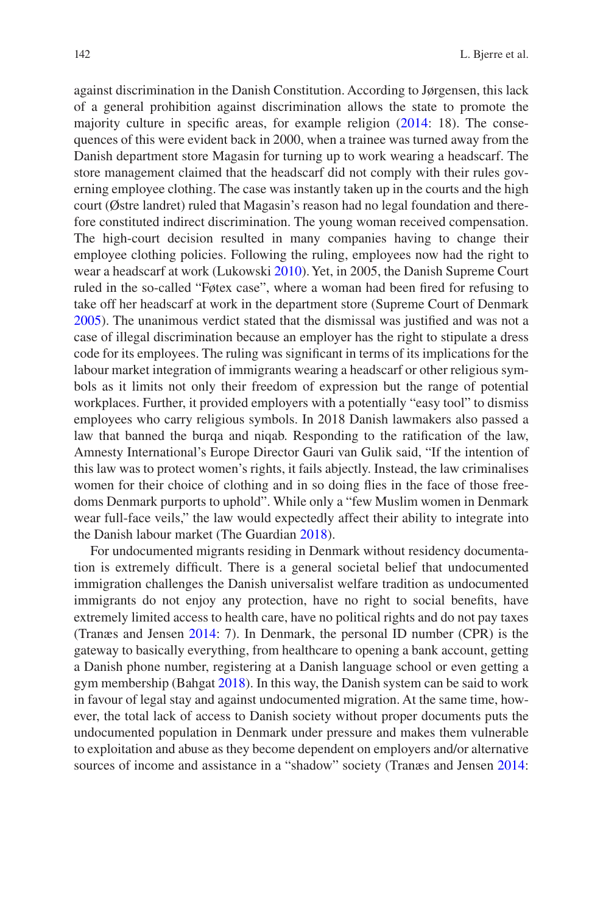against discrimination in the Danish Constitution. According to Jørgensen, this lack of a general prohibition against discrimination allows the state to promote the majority culture in specific areas, for example religion (2014: 18). The consequences of this were evident back in 2000, when a trainee was turned away from the Danish department store Magasin for turning up to work wearing a headscarf. The store management claimed that the headscarf did not comply with their rules governing employee clothing. The case was instantly taken up in the courts and the high court (Østre landret) ruled that Magasin's reason had no legal foundation and therefore constituted indirect discrimination. The young woman received compensation. The high-court decision resulted in many companies having to change their employee clothing policies. Following the ruling, employees now had the right to wear a headscarf at work (Lukowski 2010). Yet, in 2005, the Danish Supreme Court ruled in the so-called "Føtex case", where a woman had been fired for refusing to take off her headscarf at work in the department store (Supreme Court of Denmark 2005). The unanimous verdict stated that the dismissal was justified and was not a case of illegal discrimination because an employer has the right to stipulate a dress code for its employees. The ruling was significant in terms of its implications for the labour market integration of immigrants wearing a headscarf or other religious symbols as it limits not only their freedom of expression but the range of potential workplaces. Further, it provided employers with a potentially "easy tool" to dismiss employees who carry religious symbols. In 2018 Danish lawmakers also passed a law that banned the burqa and niqab. Responding to the ratification of the law, Amnesty International's Europe Director Gauri van Gulik said, "If the intention of this law was to protect women's rights, it fails abjectly. Instead, the law criminalises women for their choice of clothing and in so doing flies in the face of those freedoms Denmark purports to uphold". While only a "few Muslim women in Denmark wear full-face veils," the law would expectedly affect their ability to integrate into the Danish labour market (The Guardian 2018).

For undocumented migrants residing in Denmark without residency documentation is extremely difficult. There is a general societal belief that undocumented immigration challenges the Danish universalist welfare tradition as undocumented immigrants do not enjoy any protection, have no right to social benefits, have extremely limited access to health care, have no political rights and do not pay taxes (Tranæs and Jensen 2014: 7). In Denmark, the personal ID number (CPR) is the gateway to basically everything, from healthcare to opening a bank account, getting a Danish phone number, registering at a Danish language school or even getting a gym membership (Bahgat 2018). In this way, the Danish system can be said to work in favour of legal stay and against undocumented migration. At the same time, however, the total lack of access to Danish society without proper documents puts the undocumented population in Denmark under pressure and makes them vulnerable to exploitation and abuse as they become dependent on employers and/or alternative sources of income and assistance in a "shadow" society (Tranæs and Jensen 2014: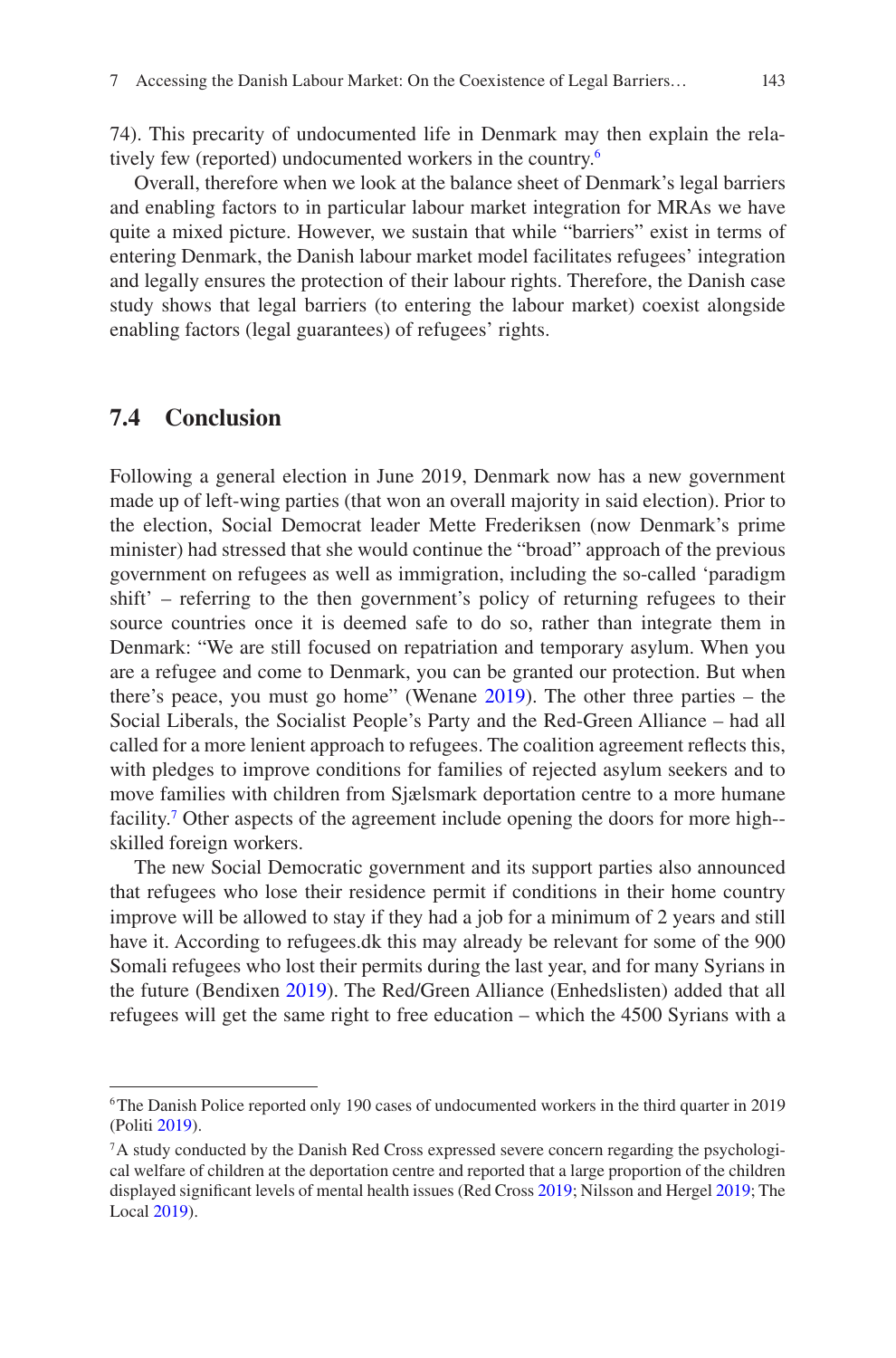74). This precarity of undocumented life in Denmark may then explain the relatively few (reported) undocumented workers in the country.[6]

Overall, therefore when we look at the balance sheet of Denmark's legal barriers and enabling factors to in particular labour market integration for MRAs we have quite a mixed picture. However, we sustain that while "barriers" exist in terms of entering Denmark, the Danish labour market model facilitates refugees' integration and legally ensures the protection of their labour rights. Therefore, the Danish case study shows that legal barriers (to entering the labour market) coexist alongside enabling factors (legal guarantees) of refugees' rights.

## 7.4 Conclusion

Following a general election in June 2019, Denmark now has a new government made up of left-wing parties (that won an overall majority in said election). Prior to the election, Social Democrat leader Mette Frederiksen (now Denmark's prime minister) had stressed that she would continue the "broad" approach of the previous government on refugees as well as immigration, including the so-called 'paradigm shift' – referring to the then government's policy of returning refugees to their source countries once it is deemed safe to do so, rather than integrate them in Denmark: "We are still focused on repatriation and temporary asylum. When you are a refugee and come to Denmark, you can be granted our protection. But when there's peace, you must go home" (Wenane 2019). The other three parties – the Social Liberals, the Socialist People's Party and the Red-Green Alliance – had all called for a more lenient approach to refugees. The coalition agreement reflects this, with pledges to improve conditions for families of rejected asylum seekers and to move families with children from Sjælsmark deportation centre to a more humane facility.[7] Other aspects of the agreement include opening the doors for more high-skilled foreign workers.

The new Social Democratic government and its support parties also announced that refugees who lose their residence permit if conditions in their home country improve will be allowed to stay if they had a job for a minimum of 2 years and still have it. According to refugees.dk this may already be relevant for some of the 900 Somali refugees who lost their permits during the last year, and for many Syrians in the future (Bendixen 2019). The Red/Green Alliance (Enhedslisten) added that all refugees will get the same right to free education – which the 4500 Syrians with a

---

[6] The Danish Police reported only 190 cases of undocumented workers in the third quarter in 2019 (Politi 2019).

[7] A study conducted by the Danish Red Cross expressed severe concern regarding the psychological welfare of children at the deportation centre and reported that a large proportion of the children displayed significant levels of mental health issues (Red Cross 2019; Nilsson and Hergel 2019; The Local 2019).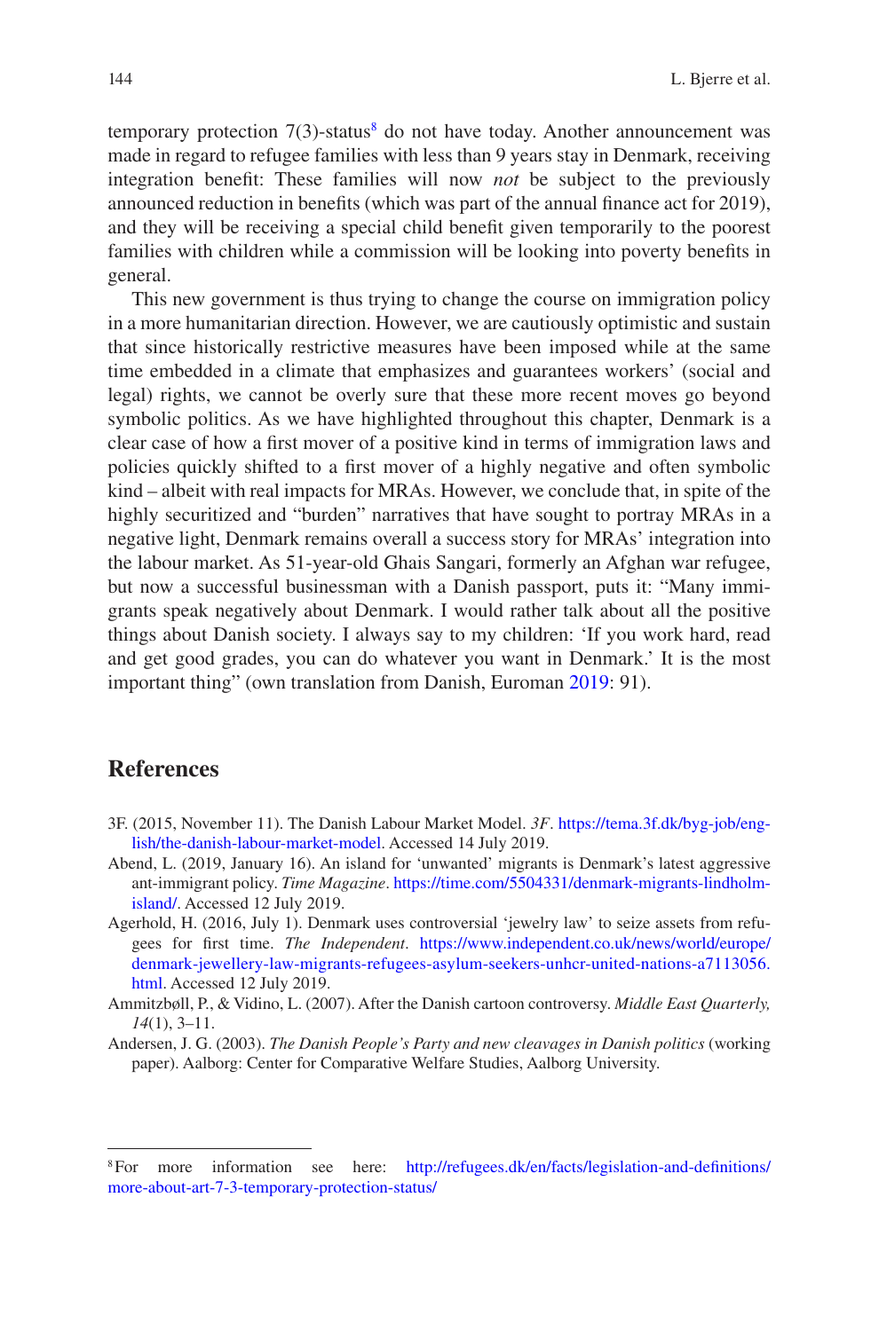temporary protection 7(3)-status[8] do not have today. Another announcement was made in regard to refugee families with less than 9 years stay in Denmark, receiving integration benefit: These families will now *not* be subject to the previously announced reduction in benefits (which was part of the annual finance act for 2019), and they will be receiving a special child benefit given temporarily to the poorest families with children while a commission will be looking into poverty benefits in general.

This new government is thus trying to change the course on immigration policy in a more humanitarian direction. However, we are cautiously optimistic and sustain that since historically restrictive measures have been imposed while at the same time embedded in a climate that emphasizes and guarantees workers' (social and legal) rights, we cannot be overly sure that these more recent moves go beyond symbolic politics. As we have highlighted throughout this chapter, Denmark is a clear case of how a first mover of a positive kind in terms of immigration laws and policies quickly shifted to a first mover of a highly negative and often symbolic kind – albeit with real impacts for MRAs. However, we conclude that, in spite of the highly securitized and "burden" narratives that have sought to portray MRAs in a negative light, Denmark remains overall a success story for MRAs' integration into the labour market. As 51-year-old Ghais Sangari, formerly an Afghan war refugee, but now a successful businessman with a Danish passport, puts it: "Many immigrants speak negatively about Denmark. I would rather talk about all the positive things about Danish society. I always say to my children: 'If you work hard, read and get good grades, you can do whatever you want in Denmark.' It is the most important thing" (own translation from Danish, Euroman 2019: 91).

## References

3F. (2015, November 11). The Danish Labour Market Model. *3F*. https://tema.3f.dk/byg-job/english/the-danish-labour-market-model. Accessed 14 July 2019.

Abend, L. (2019, January 16). An island for 'unwanted' migrants is Denmark's latest aggressive ant-immigrant policy. *Time Magazine*. https://time.com/5504331/denmark-migrants-lindholm-island/. Accessed 12 July 2019.

Agerhold, H. (2016, July 1). Denmark uses controversial 'jewelry law' to seize assets from refugees for first time. *The Independent*. https://www.independent.co.uk/news/world/europe/denmark-jewellery-law-migrants-refugees-asylum-seekers-unhcr-united-nations-a7113056.html. Accessed 12 July 2019.

Ammitzbøll, P., & Vidino, L. (2007). After the Danish cartoon controversy. *Middle East Quarterly, 14*(1), 3–11.

Andersen, J. G. (2003). *The Danish People's Party and new cleavages in Danish politics* (working paper). Aalborg: Center for Comparative Welfare Studies, Aalborg University.

[8] For more information see here: http://refugees.dk/en/facts/legislation-and-definitions/more-about-art-7-3-temporary-protection-status/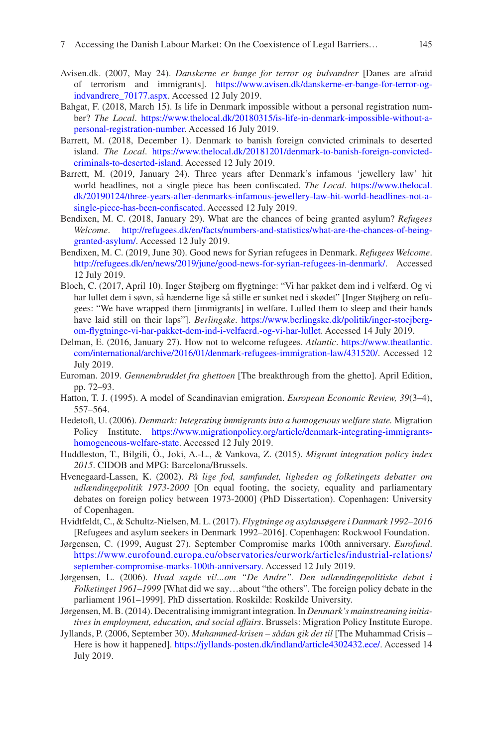Avisen.dk. (2007, May 24). *Danskerne er bange for terror og indvandrer* [Danes are afraid of terrorism and immigrants]. https://www.avisen.dk/danskerne-er-bange-for-terror-og-indvandrere_70177.aspx. Accessed 12 July 2019.

Bahgat, F. (2018, March 15). Is life in Denmark impossible without a personal registration number? *The Local*. https://www.thelocal.dk/20180315/is-life-in-denmark-impossible-without-a-personal-registration-number. Accessed 16 July 2019.

Barrett, M. (2018, December 1). Denmark to banish foreign convicted criminals to deserted island. *The Local*. https://www.thelocal.dk/20181201/denmark-to-banish-foreign-convicted-criminals-to-deserted-island. Accessed 12 July 2019.

Barrett, M. (2019, January 24). Three years after Denmark's infamous 'jewellery law' hit world headlines, not a single piece has been confiscated. *The Local*. https://www.thelocal.dk/20190124/three-years-after-denmarks-infamous-jewellery-law-hit-world-headlines-not-a-single-piece-has-been-confiscated. Accessed 12 July 2019.

Bendixen, M. C. (2018, January 29). What are the chances of being granted asylum? *Refugees Welcome*. http://refugees.dk/en/facts/numbers-and-statistics/what-are-the-chances-of-being-granted-asylum/. Accessed 12 July 2019.

Bendixen, M. C. (2019, June 30). Good news for Syrian refugees in Denmark. *Refugees Welcome*. http://refugees.dk/en/news/2019/june/good-news-for-syrian-refugees-in-denmark/. Accessed 12 July 2019.

Bloch, C. (2017, April 10). Inger Støjberg om flygtninge: "Vi har pakket dem ind i velfærd. Og vi har lullet dem i søvn, så hænderne lige så stille er sunket ned i skødet" [Inger Støjberg on refugees: "We have wrapped them [immigrants] in welfare. Lulled them to sleep and their hands have laid still on their laps"]. *Berlingske*. https://www.berlingske.dk/politik/inger-stoejberg-om-flygtninge-vi-har-pakket-dem-ind-i-velfaerd.-og-vi-har-lullet. Accessed 14 July 2019.

Delman, E. (2016, January 27). How not to welcome refugees. *Atlantic*. https://www.theatlantic.com/international/archive/2016/01/denmark-refugees-immigration-law/431520/. Accessed 12 July 2019.

Euroman. 2019. *Gennembruddet fra ghettoen* [The breakthrough from the ghetto]. April Edition, pp. 72–93.

Hatton, T. J. (1995). A model of Scandinavian emigration. *European Economic Review, 39*(3–4), 557–564.

Hedetoft, U. (2006). *Denmark: Integrating immigrants into a homogenous welfare state.* Migration Policy Institute. https://www.migrationpolicy.org/article/denmark-integrating-immigrants-homogeneous-welfare-state. Accessed 12 July 2019.

Huddleston, T., Bilgili, Ö., Joki, A.-L., & Vankova, Z. (2015). *Migrant integration policy index 2015*. CIDOB and MPG: Barcelona/Brussels.

Hvenegaard-Lassen, K. (2002). *På lige fod, samfundet, ligheden og folketingets debatter om udlændingepolitik 1973-2000* [On equal footing, the society, equality and parliamentary debates on foreign policy between 1973-2000] (PhD Dissertation). Copenhagen: University of Copenhagen.

Hvidtfeldt, C., & Schultz-Nielsen, M. L. (2017). *Flygtninge og asylansøgere i Danmark 1992–2016* [Refugees and asylum seekers in Denmark 1992–2016]. Copenhagen: Rockwool Foundation.

Jørgensen, C. (1999, August 27). September Compromise marks 100th anniversary. *Eurofund*. https://www.eurofound.europa.eu/observatories/eurwork/articles/industrial-relations/september-compromise-marks-100th-anniversary. Accessed 12 July 2019.

Jørgensen, L. (2006). *Hvad sagde vi!...om "De Andre". Den udlændingepolitiske debat i Folketinget 1961–1999* [What did we say…about "the others". The foreign policy debate in the parliament 1961–1999]. PhD dissertation. Roskilde: Roskilde University.

Jørgensen, M. B. (2014). Decentralising immigrant integration. In *Denmark's mainstreaming initiatives in employment, education, and social affairs*. Brussels: Migration Policy Institute Europe.

Jyllands, P. (2006, September 30). *Muhammed-krisen – sådan gik det til* [The Muhammad Crisis – Here is how it happened]. https://jyllands-posten.dk/indland/article4302432.ece/. Accessed 14 July 2019.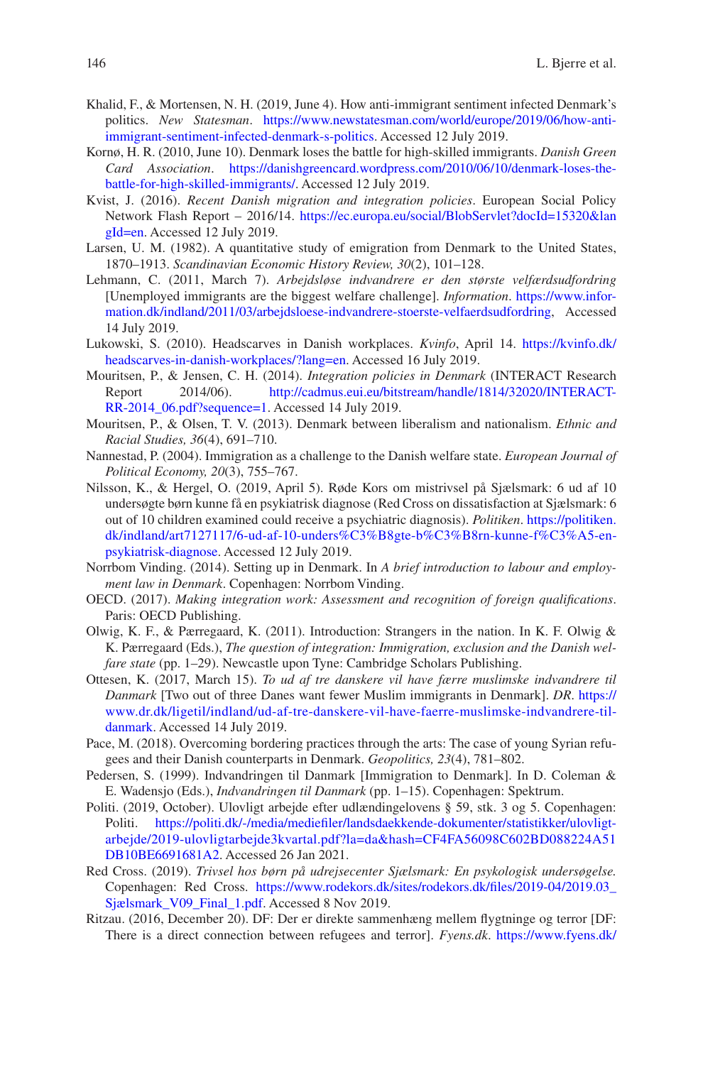Khalid, F., & Mortensen, N. H. (2019, June 4). How anti-immigrant sentiment infected Denmark's politics. *New Statesman*. https://www.newstatesman.com/world/europe/2019/06/how-anti-immigrant-sentiment-infected-denmark-s-politics. Accessed 12 July 2019.

Kornø, H. R. (2010, June 10). Denmark loses the battle for high-skilled immigrants. *Danish Green Card Association*. https://danishgreencard.wordpress.com/2010/06/10/denmark-loses-the-battle-for-high-skilled-immigrants/. Accessed 12 July 2019.

Kvist, J. (2016). *Recent Danish migration and integration policies*. European Social Policy Network Flash Report – 2016/14. https://ec.europa.eu/social/BlobServlet?docId=15320&langId=en. Accessed 12 July 2019.

Larsen, U. M. (1982). A quantitative study of emigration from Denmark to the United States, 1870–1913. *Scandinavian Economic History Review, 30*(2), 101–128.

Lehmann, C. (2011, March 7). *Arbejdsløse indvandrere er den største velfærdsudfordring* [Unemployed immigrants are the biggest welfare challenge]. *Information*. https://www.information.dk/indland/2011/03/arbejdsloese-indvandrere-stoerste-velfaerdsudfordring, Accessed 14 July 2019.

Lukowski, S. (2010). Headscarves in Danish workplaces. *Kvinfo*, April 14. https://kvinfo.dk/headscarves-in-danish-workplaces/?lang=en. Accessed 16 July 2019.

Mouritsen, P., & Jensen, C. H. (2014). *Integration policies in Denmark* (INTERACT Research Report 2014/06). http://cadmus.eui.eu/bitstream/handle/1814/32020/INTERACT-RR-2014_06.pdf?sequence=1. Accessed 14 July 2019.

Mouritsen, P., & Olsen, T. V. (2013). Denmark between liberalism and nationalism. *Ethnic and Racial Studies, 36*(4), 691–710.

Nannestad, P. (2004). Immigration as a challenge to the Danish welfare state. *European Journal of Political Economy, 20*(3), 755–767.

Nilsson, K., & Hergel, O. (2019, April 5). Røde Kors om mistrivsel på Sjælsmark: 6 ud af 10 undersøgte børn kunne få en psykiatrisk diagnose (Red Cross on dissatisfaction at Sjælsmark: 6 out of 10 children examined could receive a psychiatric diagnosis). *Politiken*. https://politiken.dk/indland/art7127117/6-ud-af-10-unders%C3%B8gte-b%C3%B8rn-kunne-f%C3%A5-en-psykiatrisk-diagnose. Accessed 12 July 2019.

Norrbom Vinding. (2014). Setting up in Denmark. In *A brief introduction to labour and employment law in Denmark*. Copenhagen: Norrbom Vinding.

OECD. (2017). *Making integration work: Assessment and recognition of foreign qualifications*. Paris: OECD Publishing.

Olwig, K. F., & Pærregaard, K. (2011). Introduction: Strangers in the nation. In K. F. Olwig & K. Pærregaard (Eds.), *The question of integration: Immigration, exclusion and the Danish welfare state* (pp. 1–29). Newcastle upon Tyne: Cambridge Scholars Publishing.

Ottesen, K. (2017, March 15). *To ud af tre danskere vil have færre muslimske indvandrere til Danmark* [Two out of three Danes want fewer Muslim immigrants in Denmark]. *DR*. https://www.dr.dk/ligetil/indland/ud-af-tre-danskere-vil-have-faerre-muslimske-indvandrere-til-danmark. Accessed 14 July 2019.

Pace, M. (2018). Overcoming bordering practices through the arts: The case of young Syrian refugees and their Danish counterparts in Denmark. *Geopolitics, 23*(4), 781–802.

Pedersen, S. (1999). Indvandringen til Danmark [Immigration to Denmark]. In D. Coleman & E. Wadensjo (Eds.), *Indvandringen til Danmark* (pp. 1–15). Copenhagen: Spektrum.

Politi. (2019, October). Ulovligt arbejde efter udlændingelovens § 59, stk. 3 og 5. Copenhagen: Politi. https://politi.dk/-/media/mediefiler/landsdaekkende-dokumenter/statistikker/ulovligt-arbejde/2019-ulovligtarbejde3kvartal.pdf?la=da&hash=CF4FA56098C602BD088224A51DB10BE6691681A2. Accessed 26 Jan 2021.

Red Cross. (2019). *Trivsel hos børn på udrejsecenter Sjælsmark: En psykologisk undersøgelse.* Copenhagen: Red Cross. https://www.rodekors.dk/sites/rodekors.dk/files/2019-04/2019.03_Sjælsmark_V09_Final_1.pdf. Accessed 8 Nov 2019.

Ritzau. (2016, December 20). DF: Der er direkte sammenhæng mellem flygtninge og terror [DF: There is a direct connection between refugees and terror]. *Fyens.dk*. https://www.fyens.dk/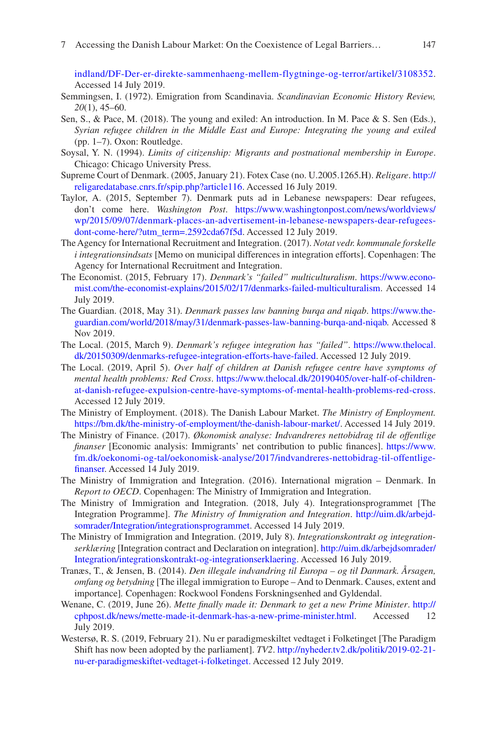indland/DF-Der-er-direkte-sammenhaeng-mellem-flygtninge-og-terror/artikel/3108352. Accessed 14 July 2019.

Semmingsen, I. (1972). Emigration from Scandinavia. *Scandinavian Economic History Review, 20*(1), 45–60.

Sen, S., & Pace, M. (2018). The young and exiled: An introduction. In M. Pace & S. Sen (Eds.), *Syrian refugee children in the Middle East and Europe: Integrating the young and exiled* (pp. 1–7). Oxon: Routledge.

Soysal, Y. N. (1994). *Limits of citizenship: Migrants and postnational membership in Europe*. Chicago: Chicago University Press.

Supreme Court of Denmark. (2005, January 21). Fotex Case (no. U.2005.1265.H). *Religare*. http://religaredatabase.cnrs.fr/spip.php?article116. Accessed 16 July 2019.

Taylor, A. (2015, September 7). Denmark puts ad in Lebanese newspapers: Dear refugees, don't come here. *Washington Post*. https://www.washingtonpost.com/news/worldviews/wp/2015/09/07/denmark-places-an-advertisement-in-lebanese-newspapers-dear-refugees-dont-come-here/?utm_term=.2592cda67f5d. Accessed 12 July 2019.

The Agency for International Recruitment and Integration. (2017). *Notat vedr. kommunale forskelle i integrationsindsats* [Memo on municipal differences in integration efforts]. Copenhagen: The Agency for International Recruitment and Integration.

The Economist. (2015, February 17). *Denmark's "failed" multiculturalism*. https://www.economist.com/the-economist-explains/2015/02/17/denmarks-failed-multiculturalism. Accessed 14 July 2019.

The Guardian. (2018, May 31). *Denmark passes law banning burqa and niqab*. https://www.theguardian.com/world/2018/may/31/denmark-passes-law-banning-burqa-and-niqab. Accessed 8 Nov 2019.

The Local. (2015, March 9). *Denmark's refugee integration has "failed"*. https://www.thelocal.dk/20150309/denmarks-refugee-integration-efforts-have-failed. Accessed 12 July 2019.

The Local. (2019, April 5). *Over half of children at Danish refugee centre have symptoms of mental health problems: Red Cross*. https://www.thelocal.dk/20190405/over-half-of-children-at-danish-refugee-expulsion-centre-have-symptoms-of-mental-health-problems-red-cross. Accessed 12 July 2019.

The Ministry of Employment. (2018). The Danish Labour Market. *The Ministry of Employment.* https://bm.dk/the-ministry-of-employment/the-danish-labour-market/. Accessed 14 July 2019.

The Ministry of Finance. (2017). *Økonomisk analyse: Indvandreres nettobidrag til de offentlige finanser* [Economic analysis: Immigrants' net contribution to public finances]. https://www.fm.dk/oekonomi-og-tal/oekonomisk-analyse/2017/indvandreres-nettobidrag-til-offentlige-finanser. Accessed 14 July 2019.

The Ministry of Immigration and Integration. (2016). International migration – Denmark. In *Report to OECD*. Copenhagen: The Ministry of Immigration and Integration.

The Ministry of Immigration and Integration. (2018, July 4). Integrationsprogrammet [The Integration Programme]. *The Ministry of Immigration and Integration*. http://uim.dk/arbejdsomrader/Integration/integrationsprogrammet. Accessed 14 July 2019.

The Ministry of Immigration and Integration. (2019, July 8). *Integrationskontrakt og integrationserklæring* [Integration contract and Declaration on integration]. http://uim.dk/arbejdsomrader/Integration/integrationskontrakt-og-integrationserklaering. Accessed 16 July 2019.

Tranæs, T., & Jensen, B. (2014). *Den illegale indvandring til Europa – og til Danmark. Årsagen, omfang og betydning* [The illegal immigration to Europe – And to Denmark. Causes, extent and importance]. Copenhagen: Rockwool Fondens Forskningsenhed and Gyldendal.

Wenane, C. (2019, June 26). *Mette finally made it: Denmark to get a new Prime Minister*. http://cphpost.dk/news/mette-made-it-denmark-has-a-new-prime-minister.html. Accessed 12 July 2019.

Westersø, R. S. (2019, February 21). Nu er paradigmeskiltet vedtaget i Folketinget [The Paradigm Shift has now been adopted by the parliament]. *TV2*. http://nyheder.tv2.dk/politik/2019-02-21-nu-er-paradigmeskiftet-vedtaget-i-folketinget. Accessed 12 July 2019.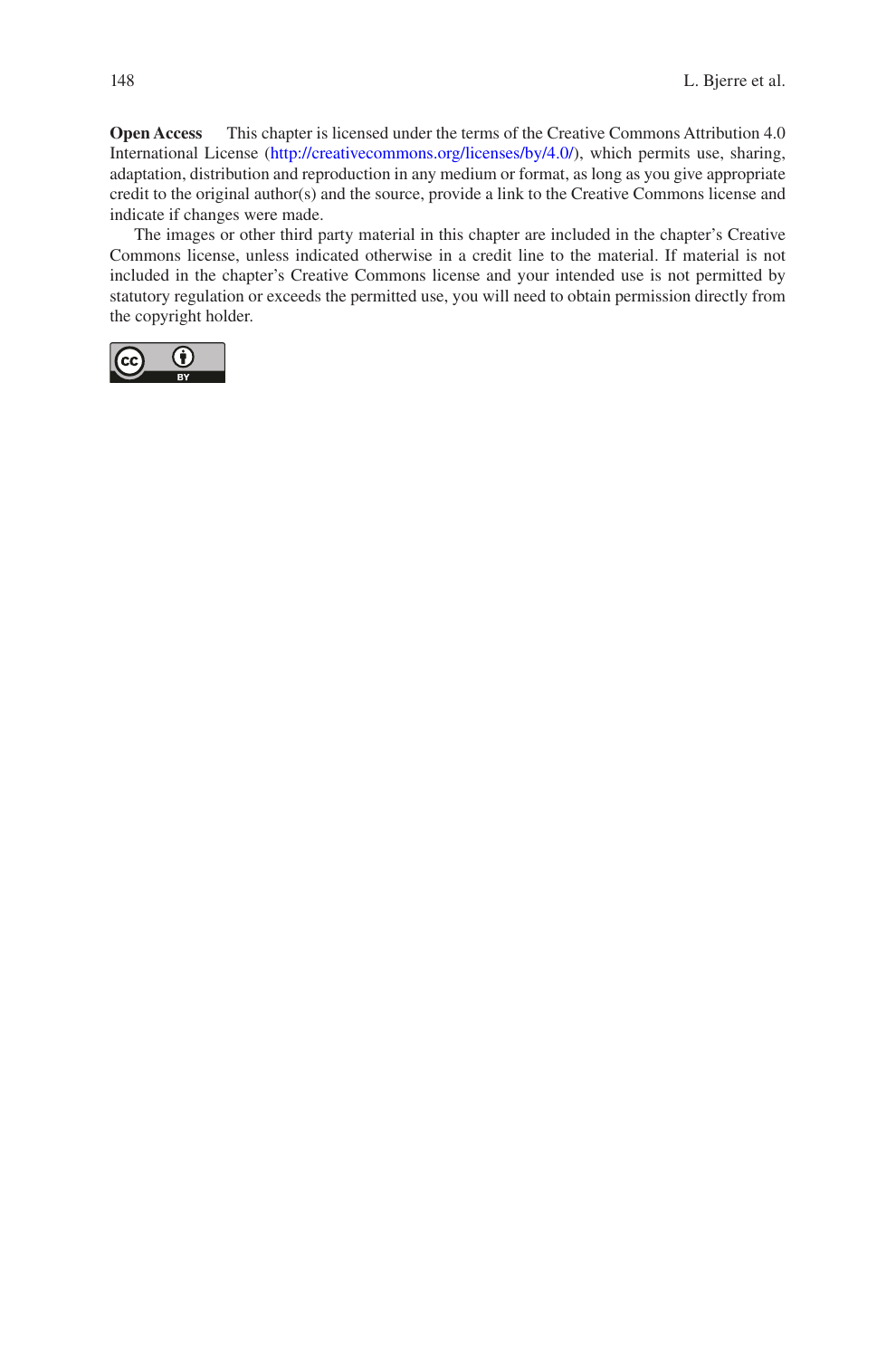**Open Access** This chapter is licensed under the terms of the Creative Commons Attribution 4.0 International License (http://creativecommons.org/licenses/by/4.0/), which permits use, sharing, adaptation, distribution and reproduction in any medium or format, as long as you give appropriate credit to the original author(s) and the source, provide a link to the Creative Commons license and indicate if changes were made.

The images or other third party material in this chapter are included in the chapter's Creative Commons license, unless indicated otherwise in a credit line to the material. If material is not included in the chapter's Creative Commons license and your intended use is not permitted by statutory regulation or exceeds the permitted use, you will need to obtain permission directly from the copyright holder.